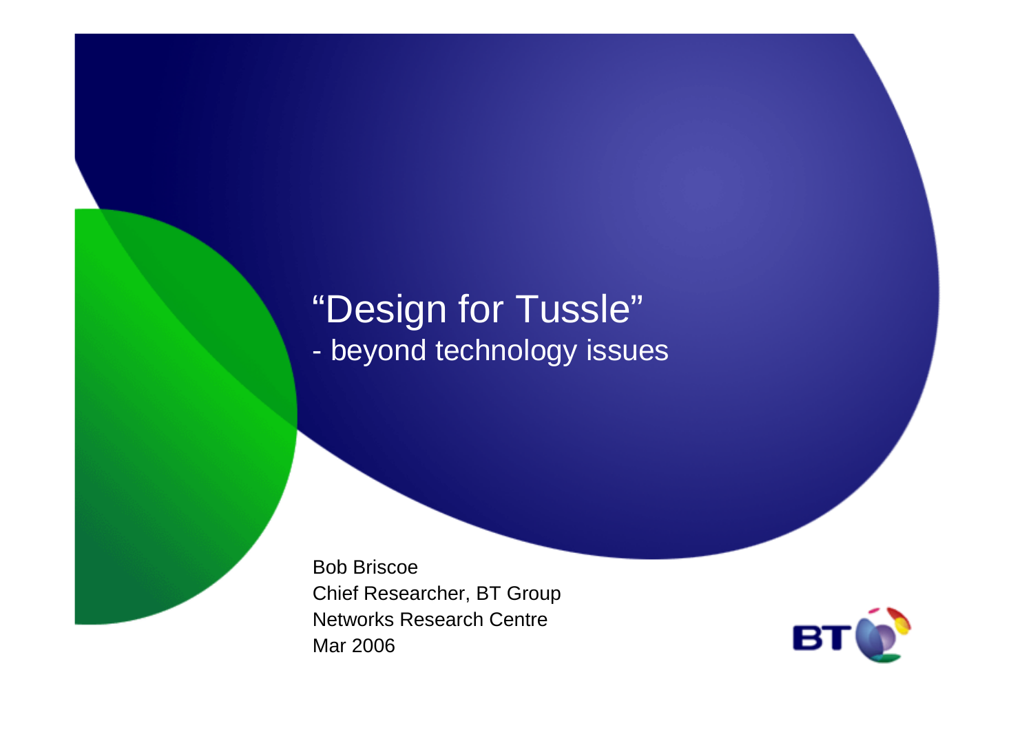# “Design for Tussle”

## - beyond technology issues

Bob Briscoe
Chief Researcher, BT Group
Networks Research Centre
Mar 2006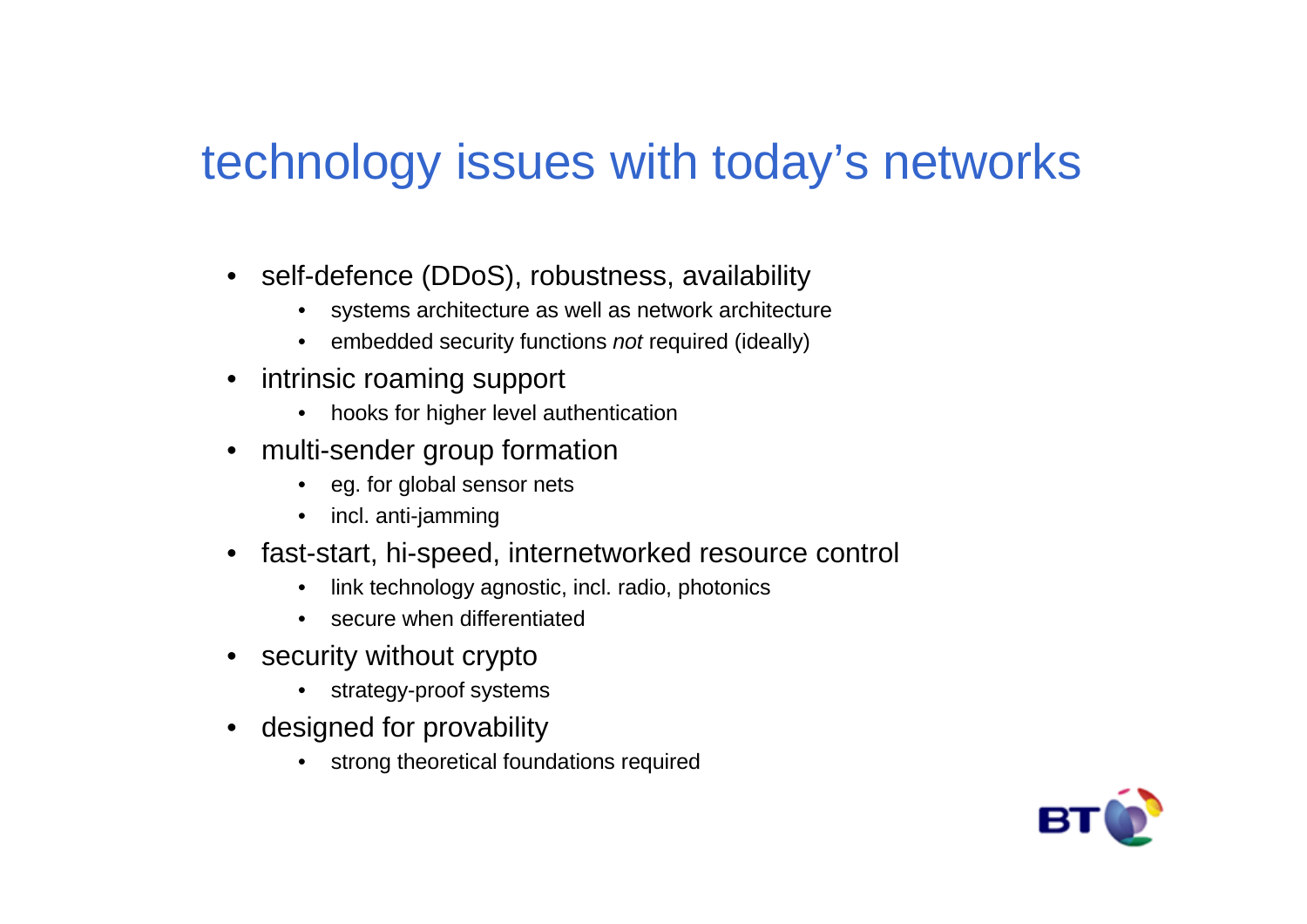# technology issues with today's networks

- self-defence (DDoS), robustness, availability
  - systems architecture as well as network architecture
  - embedded security functions *not* required (ideally)
- intrinsic roaming support
  - hooks for higher level authentication
- multi-sender group formation
  - eg. for global sensor nets
  - incl. anti-jamming
- fast-start, hi-speed, internetworked resource control
  - link technology agnostic, incl. radio, photonics
  - secure when differentiated
- security without crypto
  - strategy-proof systems
- designed for provability
  - strong theoretical foundations required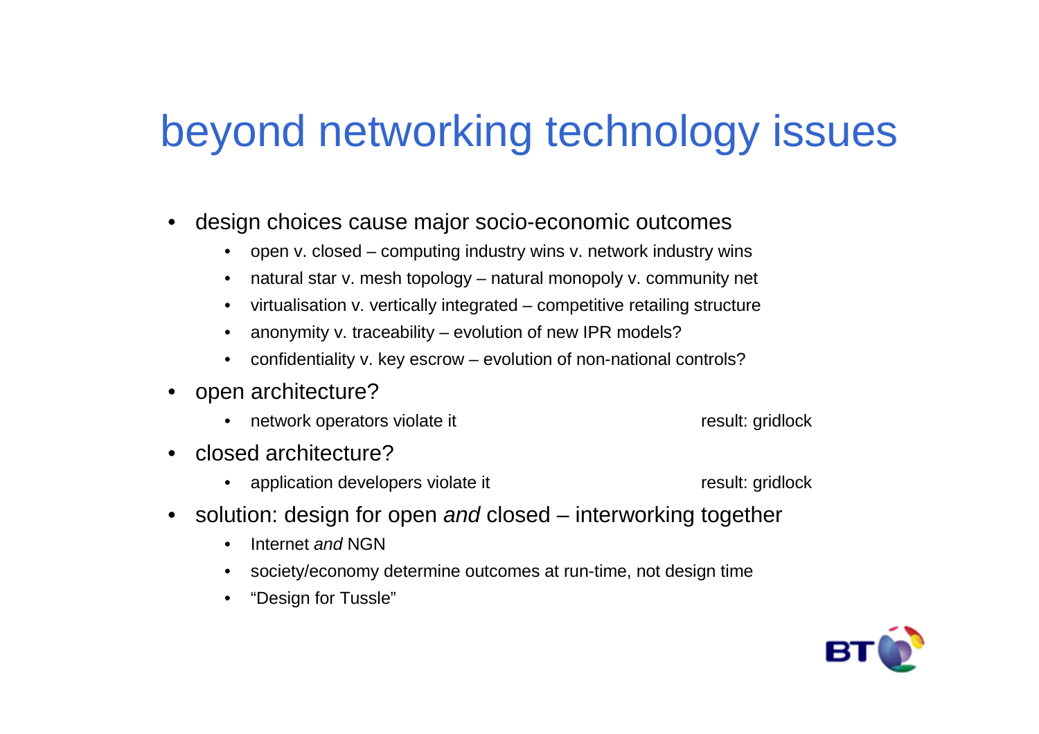# beyond networking technology issues

- design choices cause major socio-economic outcomes
  - open v. closed – computing industry wins v. network industry wins
  - natural star v. mesh topology – natural monopoly v. community net
  - virtualisation v. vertically integrated – competitive retailing structure
  - anonymity v. traceability – evolution of new IPR models?
  - confidentiality v. key escrow – evolution of non-national controls?
- open architecture?
  - network operators violate it — result: gridlock
- closed architecture?
  - application developers violate it — result: gridlock
- solution: design for open *and* closed – interworking together
  - Internet *and* NGN
  - society/economy determine outcomes at run-time, not design time
  - "Design for Tussle"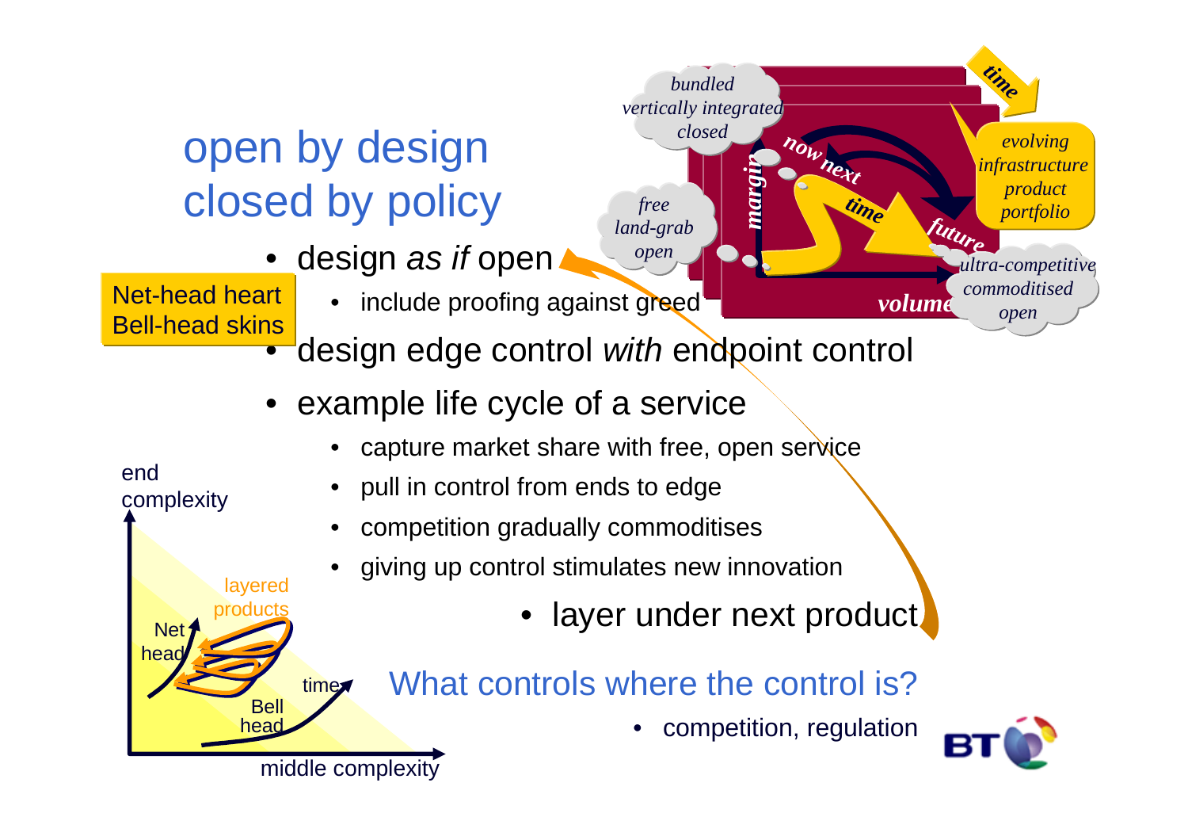# open by design
# closed by policy

- design *as if* open
  - include proofing against greed
- design edge control *with* endpoint control
- example life cycle of a service
  - capture market share with free, open service
  - pull in control from ends to edge
  - competition gradually commoditises
  - giving up control stimulates new innovation
    - layer under next product

Net-head heart
Bell-head skins

*bundled vertically integrated closed*

*free land-grab open*

*evolving infrastructure product portfolio*

*ultra-competitive commoditised open*

*margin* — *volume* — *now* — *next* — *time* — *future*

end complexity — middle complexity — Net head — Bell head — layered products — time

## What controls where the control is?

- competition, regulation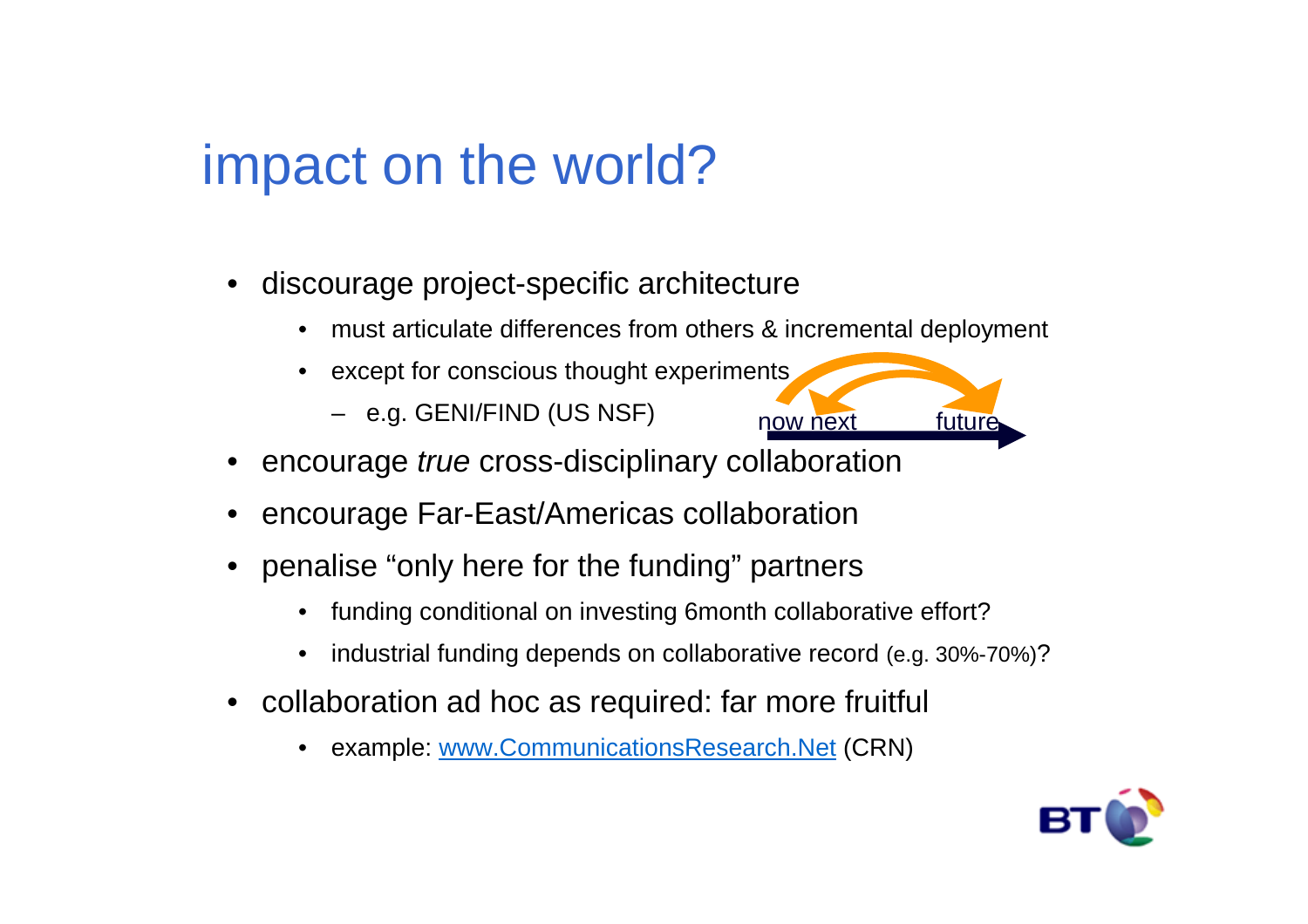# impact on the world?

- discourage project-specific architecture
  - must articulate differences from others & incremental deployment
  - except for conscious thought experiments
    - e.g. GENI/FIND (US NSF)

now next future

- encourage *true* cross-disciplinary collaboration
- encourage Far-East/Americas collaboration
- penalise "only here for the funding" partners
  - funding conditional on investing 6month collaborative effort?
  - industrial funding depends on collaborative record (e.g. 30%-70%)?
- collaboration ad hoc as required: far more fruitful
  - example: [www.CommunicationsResearch.Net](http://www.CommunicationsResearch.Net) (CRN)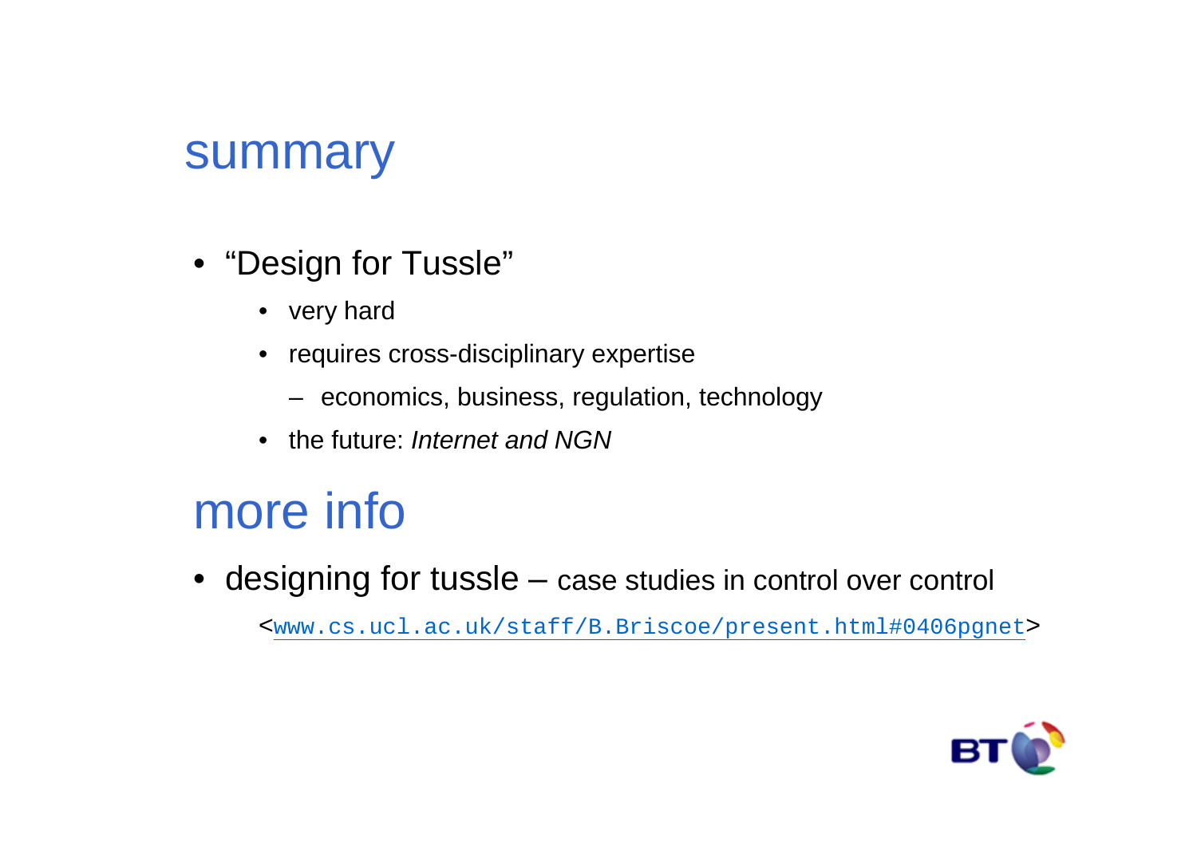# summary

- "Design for Tussle"
  - very hard
  - requires cross-disciplinary expertise
    - economics, business, regulation, technology
  - the future: *Internet and NGN*

# more info

- designing for tussle – case studies in control over control

  <www.cs.ucl.ac.uk/staff/B.Briscoe/present.html#0406pgnet>